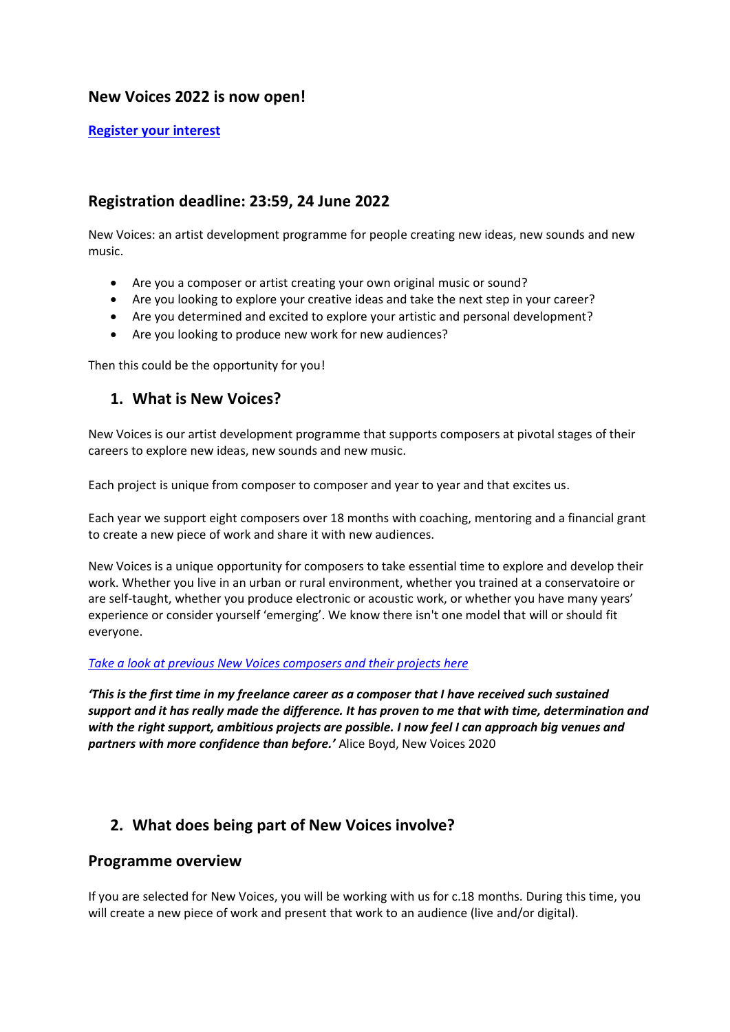## New Voices 2022 is now open!

**[Register your interest]()**

## Registration deadline: 23:59, 24 June 2022

New Voices: an artist development programme for people creating new ideas, new sounds and new music.

- Are you a composer or artist creating your own original music or sound?
- Are you looking to explore your creative ideas and take the next step in your career?
- Are you determined and excited to explore your artistic and personal development?
- Are you looking to produce new work for new audiences?

Then this could be the opportunity for you!

### 1. What is New Voices?

New Voices is our artist development programme that supports composers at pivotal stages of their careers to explore new ideas, new sounds and new music.

Each project is unique from composer to composer and year to year and that excites us.

Each year we support eight composers over 18 months with coaching, mentoring and a financial grant to create a new piece of work and share it with new audiences.

New Voices is a unique opportunity for composers to take essential time to explore and develop their work. Whether you live in an urban or rural environment, whether you trained at a conservatoire or are self-taught, whether you produce electronic or acoustic work, or whether you have many years' experience or consider yourself 'emerging'. We know there isn't one model that will or should fit everyone.

*[Take a look at previous New Voices composers and their projects here]()*

***'This is the first time in my freelance career as a composer that I have received such sustained support and it has really made the difference. It has proven to me that with time, determination and with the right support, ambitious projects are possible. I now feel I can approach big venues and partners with more confidence than before.'*** Alice Boyd, New Voices 2020

### 2. What does being part of New Voices involve?

## Programme overview

If you are selected for New Voices, you will be working with us for c.18 months. During this time, you will create a new piece of work and present that work to an audience (live and/or digital).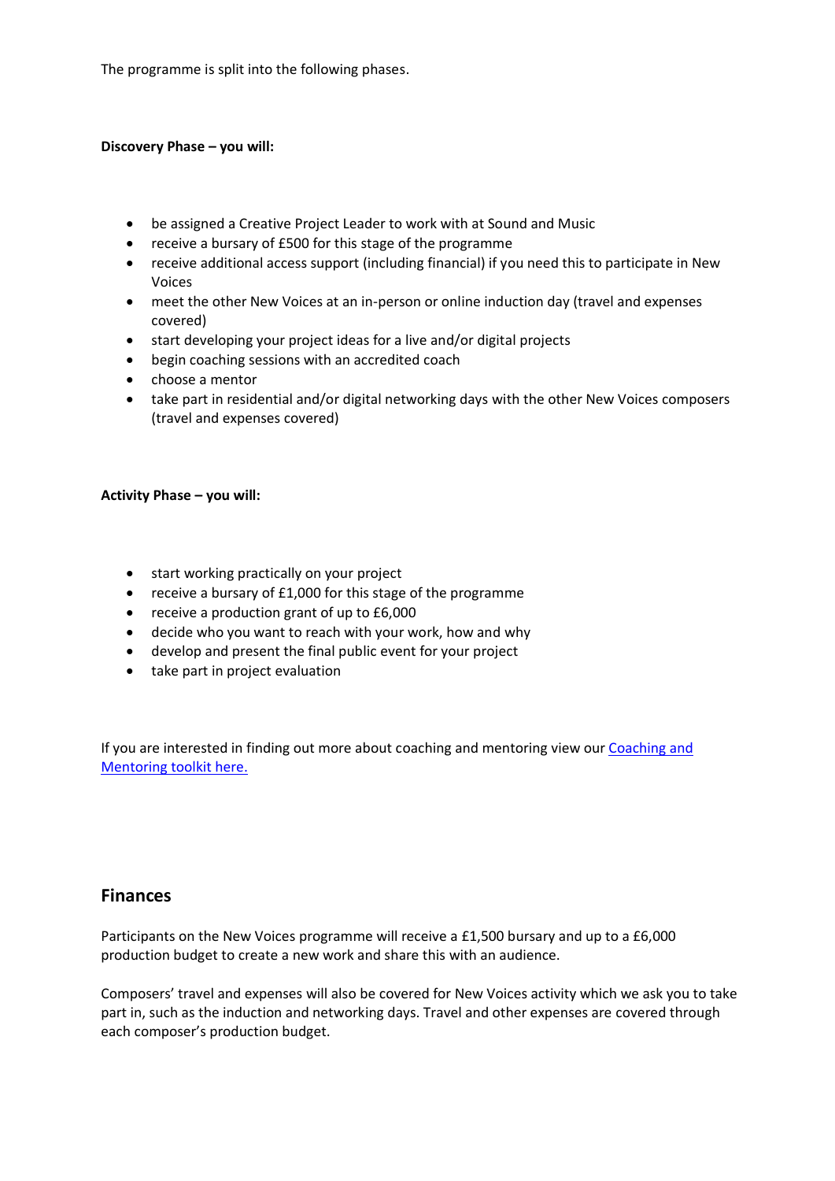The programme is split into the following phases.

**Discovery Phase – you will:**

- be assigned a Creative Project Leader to work with at Sound and Music
- receive a bursary of £500 for this stage of the programme
- receive additional access support (including financial) if you need this to participate in New Voices
- meet the other New Voices at an in-person or online induction day (travel and expenses covered)
- start developing your project ideas for a live and/or digital projects
- begin coaching sessions with an accredited coach
- choose a mentor
- take part in residential and/or digital networking days with the other New Voices composers (travel and expenses covered)

**Activity Phase – you will:**

- start working practically on your project
- receive a bursary of £1,000 for this stage of the programme
- receive a production grant of up to £6,000
- decide who you want to reach with your work, how and why
- develop and present the final public event for your project
- take part in project evaluation

If you are interested in finding out more about coaching and mentoring view our [Coaching and Mentoring toolkit here.]()

## Finances

Participants on the New Voices programme will receive a £1,500 bursary and up to a £6,000 production budget to create a new work and share this with an audience.

Composers' travel and expenses will also be covered for New Voices activity which we ask you to take part in, such as the induction and networking days. Travel and other expenses are covered through each composer's production budget.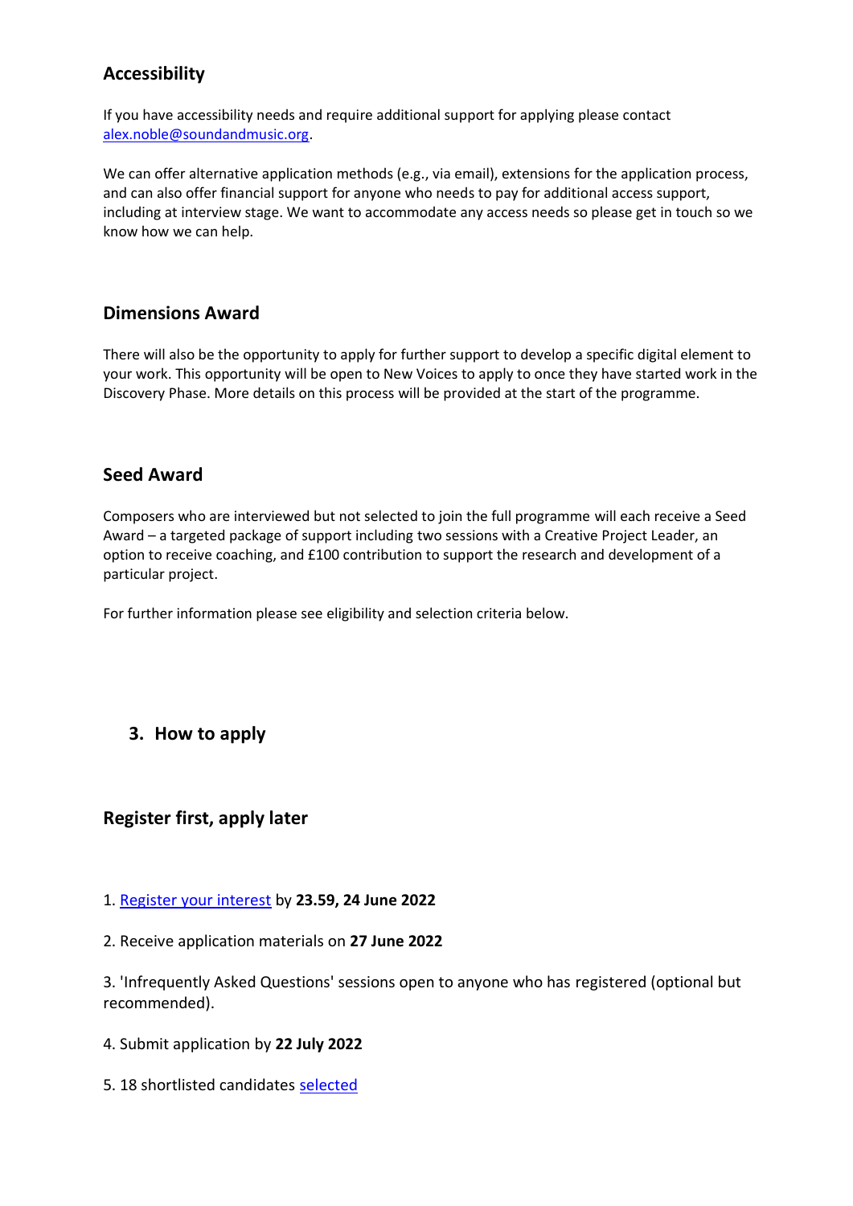## Accessibility

If you have accessibility needs and require additional support for applying please contact [alex.noble@soundandmusic.org](mailto:alex.noble@soundandmusic.org).

We can offer alternative application methods (e.g., via email), extensions for the application process, and can also offer financial support for anyone who needs to pay for additional access support, including at interview stage. We want to accommodate any access needs so please get in touch so we know how we can help.

## Dimensions Award

There will also be the opportunity to apply for further support to develop a specific digital element to your work. This opportunity will be open to New Voices to apply to once they have started work in the Discovery Phase. More details on this process will be provided at the start of the programme.

## Seed Award

Composers who are interviewed but not selected to join the full programme will each receive a Seed Award – a targeted package of support including two sessions with a Creative Project Leader, an option to receive coaching, and £100 contribution to support the research and development of a particular project.

For further information please see eligibility and selection criteria below.

# 3. How to apply

## Register first, apply later

1. Register your interest by **23.59, 24 June 2022**

2. Receive application materials on **27 June 2022**

3. 'Infrequently Asked Questions' sessions open to anyone who has registered (optional but recommended).

4. Submit application by **22 July 2022**

5. 18 shortlisted candidates selected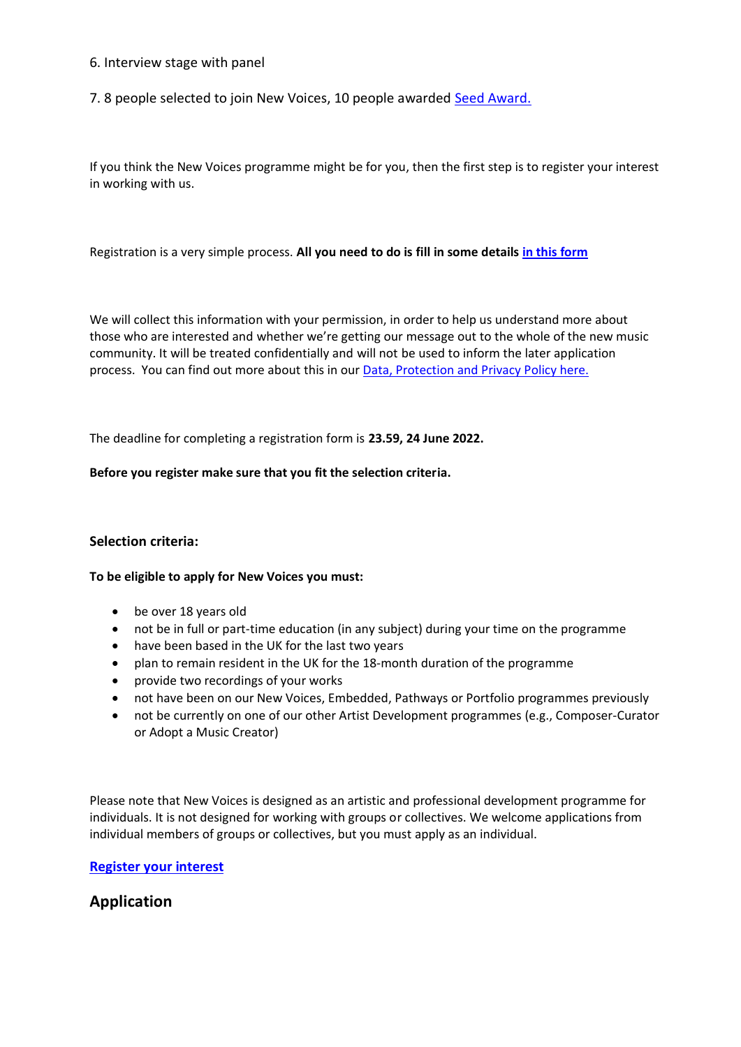6. Interview stage with panel

7. 8 people selected to join New Voices, 10 people awarded [Seed Award.]

If you think the New Voices programme might be for you, then the first step is to register your interest in working with us.

Registration is a very simple process. **All you need to do is fill in some details [in this form]**

We will collect this information with your permission, in order to help us understand more about those who are interested and whether we're getting our message out to the whole of the new music community. It will be treated confidentially and will not be used to inform the later application process. You can find out more about this in our [Data, Protection and Privacy Policy here.]

The deadline for completing a registration form is **23.59, 24 June 2022.**

**Before you register make sure that you fit the selection criteria.**

**Selection criteria:**

**To be eligible to apply for New Voices you must:**

- be over 18 years old
- not be in full or part-time education (in any subject) during your time on the programme
- have been based in the UK for the last two years
- plan to remain resident in the UK for the 18-month duration of the programme
- provide two recordings of your works
- not have been on our New Voices, Embedded, Pathways or Portfolio programmes previously
- not be currently on one of our other Artist Development programmes (e.g., Composer-Curator or Adopt a Music Creator)

Please note that New Voices is designed as an artistic and professional development programme for individuals. It is not designed for working with groups or collectives. We welcome applications from individual members of groups or collectives, but you must apply as an individual.

**[Register your interest]**

## Application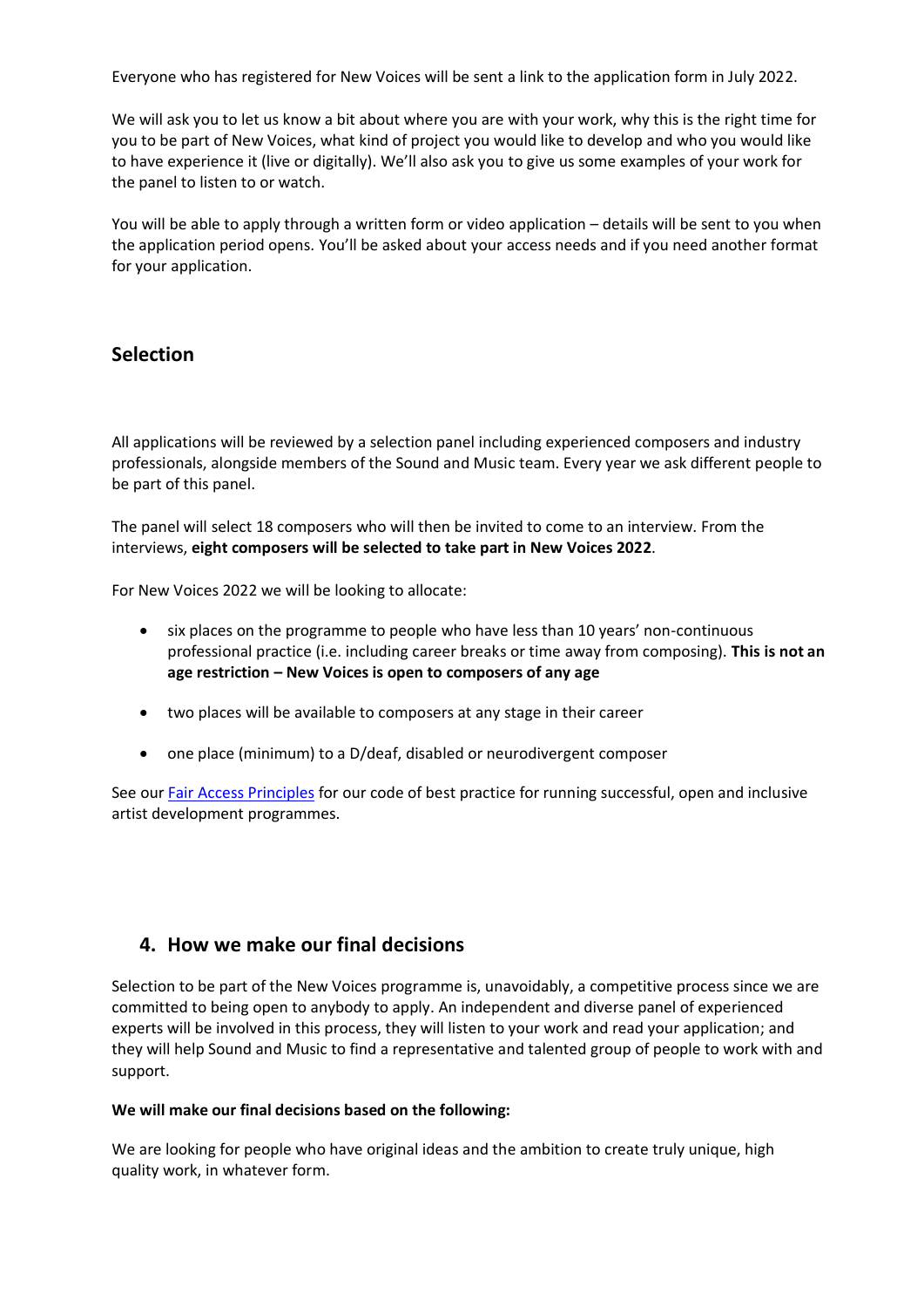Everyone who has registered for New Voices will be sent a link to the application form in July 2022.

We will ask you to let us know a bit about where you are with your work, why this is the right time for you to be part of New Voices, what kind of project you would like to develop and who you would like to have experience it (live or digitally). We'll also ask you to give us some examples of your work for the panel to listen to or watch.

You will be able to apply through a written form or video application – details will be sent to you when the application period opens. You'll be asked about your access needs and if you need another format for your application.

## Selection

All applications will be reviewed by a selection panel including experienced composers and industry professionals, alongside members of the Sound and Music team. Every year we ask different people to be part of this panel.

The panel will select 18 composers who will then be invited to come to an interview. From the interviews, **eight composers will be selected to take part in New Voices 2022**.

For New Voices 2022 we will be looking to allocate:

- six places on the programme to people who have less than 10 years' non-continuous professional practice (i.e. including career breaks or time away from composing). **This is not an age restriction – New Voices is open to composers of any age**
- two places will be available to composers at any stage in their career
- one place (minimum) to a D/deaf, disabled or neurodivergent composer

See our [Fair Access Principles] for our code of best practice for running successful, open and inclusive artist development programmes.

## 4. How we make our final decisions

Selection to be part of the New Voices programme is, unavoidably, a competitive process since we are committed to being open to anybody to apply. An independent and diverse panel of experienced experts will be involved in this process, they will listen to your work and read your application; and they will help Sound and Music to find a representative and talented group of people to work with and support.

**We will make our final decisions based on the following:**

We are looking for people who have original ideas and the ambition to create truly unique, high quality work, in whatever form.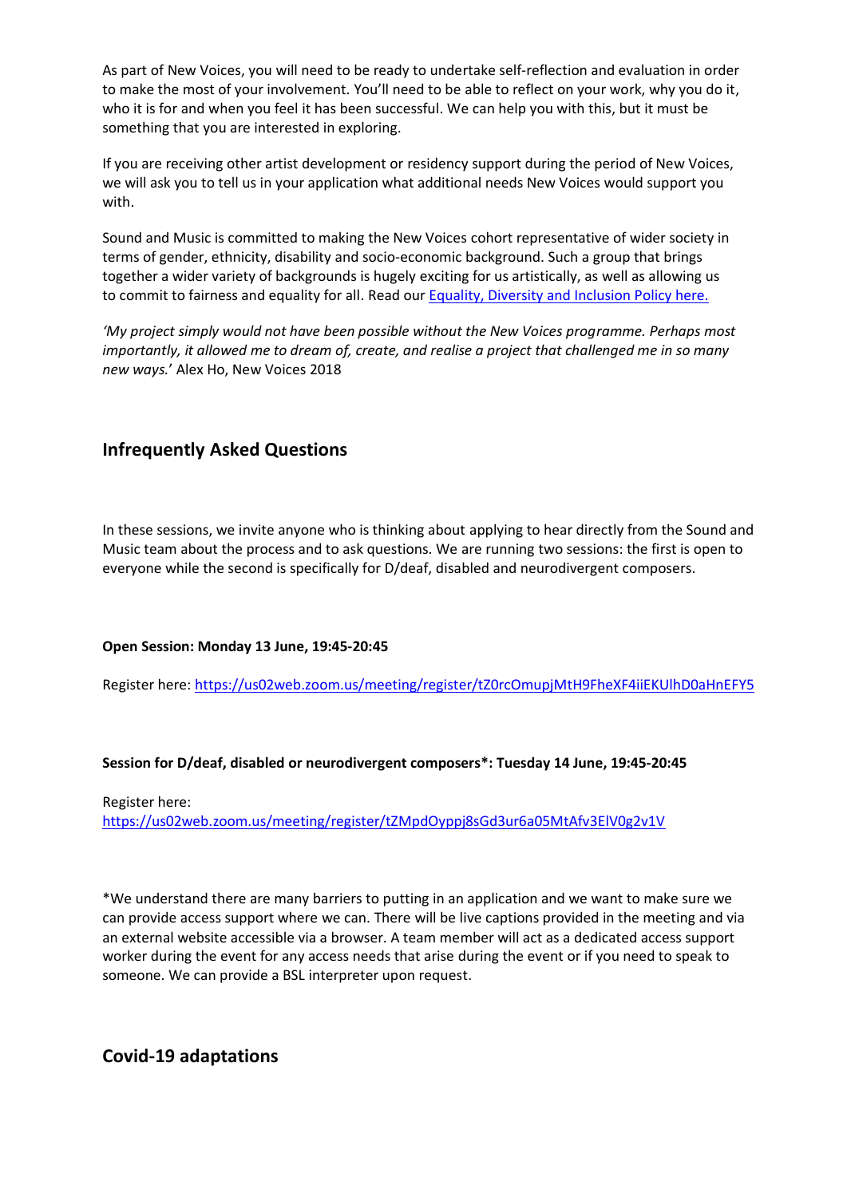As part of New Voices, you will need to be ready to undertake self-reflection and evaluation in order to make the most of your involvement. You'll need to be able to reflect on your work, why you do it, who it is for and when you feel it has been successful. We can help you with this, but it must be something that you are interested in exploring.

If you are receiving other artist development or residency support during the period of New Voices, we will ask you to tell us in your application what additional needs New Voices would support you with.

Sound and Music is committed to making the New Voices cohort representative of wider society in terms of gender, ethnicity, disability and socio-economic background. Such a group that brings together a wider variety of backgrounds is hugely exciting for us artistically, as well as allowing us to commit to fairness and equality for all. Read our [Equality, Diversity and Inclusion Policy here.]()

*'My project simply would not have been possible without the New Voices programme. Perhaps most importantly, it allowed me to dream of, create, and realise a project that challenged me in so many new ways.'* Alex Ho, New Voices 2018

## Infrequently Asked Questions

In these sessions, we invite anyone who is thinking about applying to hear directly from the Sound and Music team about the process and to ask questions. We are running two sessions: the first is open to everyone while the second is specifically for D/deaf, disabled and neurodivergent composers.

**Open Session: Monday 13 June, 19:45-20:45**

Register here: https://us02web.zoom.us/meeting/register/tZ0rcOmupjMtH9FheXF4iiEKUlhD0aHnEFY5

**Session for D/deaf, disabled or neurodivergent composers*: Tuesday 14 June, 19:45-20:45**

Register here: https://us02web.zoom.us/meeting/register/tZMpdOyppj8sGd3ur6a05MtAfv3ElV0g2v1V

*We understand there are many barriers to putting in an application and we want to make sure we can provide access support where we can. There will be live captions provided in the meeting and via an external website accessible via a browser. A team member will act as a dedicated access support worker during the event for any access needs that arise during the event or if you need to speak to someone. We can provide a BSL interpreter upon request.

## Covid-19 adaptations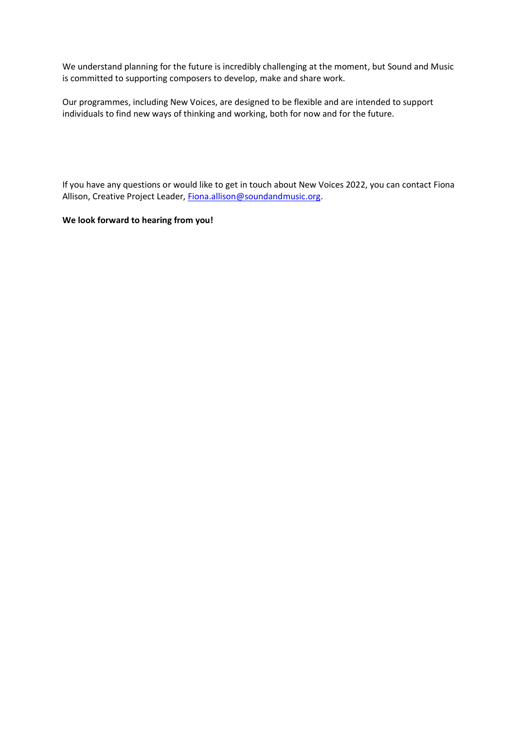We understand planning for the future is incredibly challenging at the moment, but Sound and Music is committed to supporting composers to develop, make and share work.

Our programmes, including New Voices, are designed to be flexible and are intended to support individuals to find new ways of thinking and working, both for now and for the future.

If you have any questions or would like to get in touch about New Voices 2022, you can contact Fiona Allison, Creative Project Leader, [Fiona.allison@soundandmusic.org](mailto:Fiona.allison@soundandmusic.org).

**We look forward to hearing from you!**